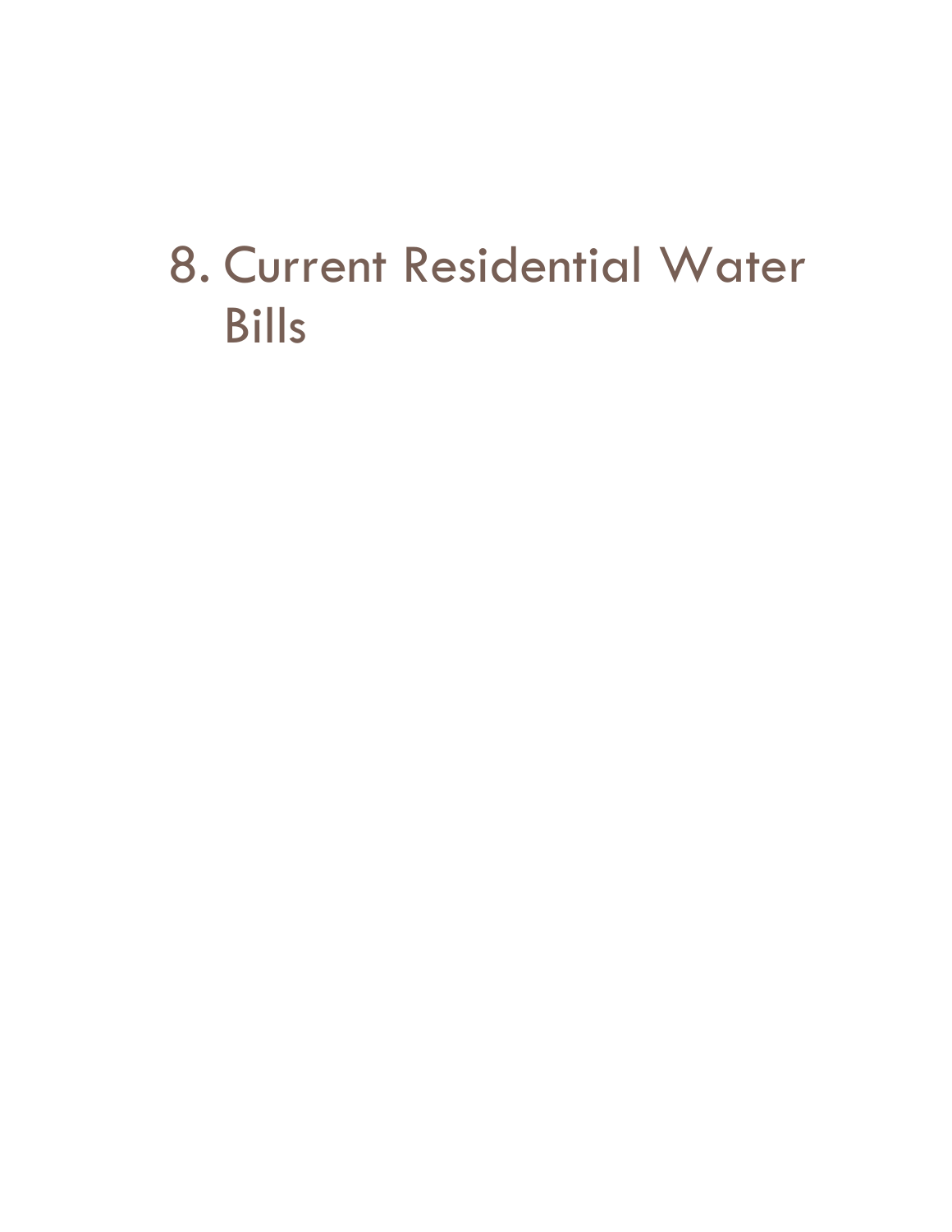# 8. Current Residential Water Bills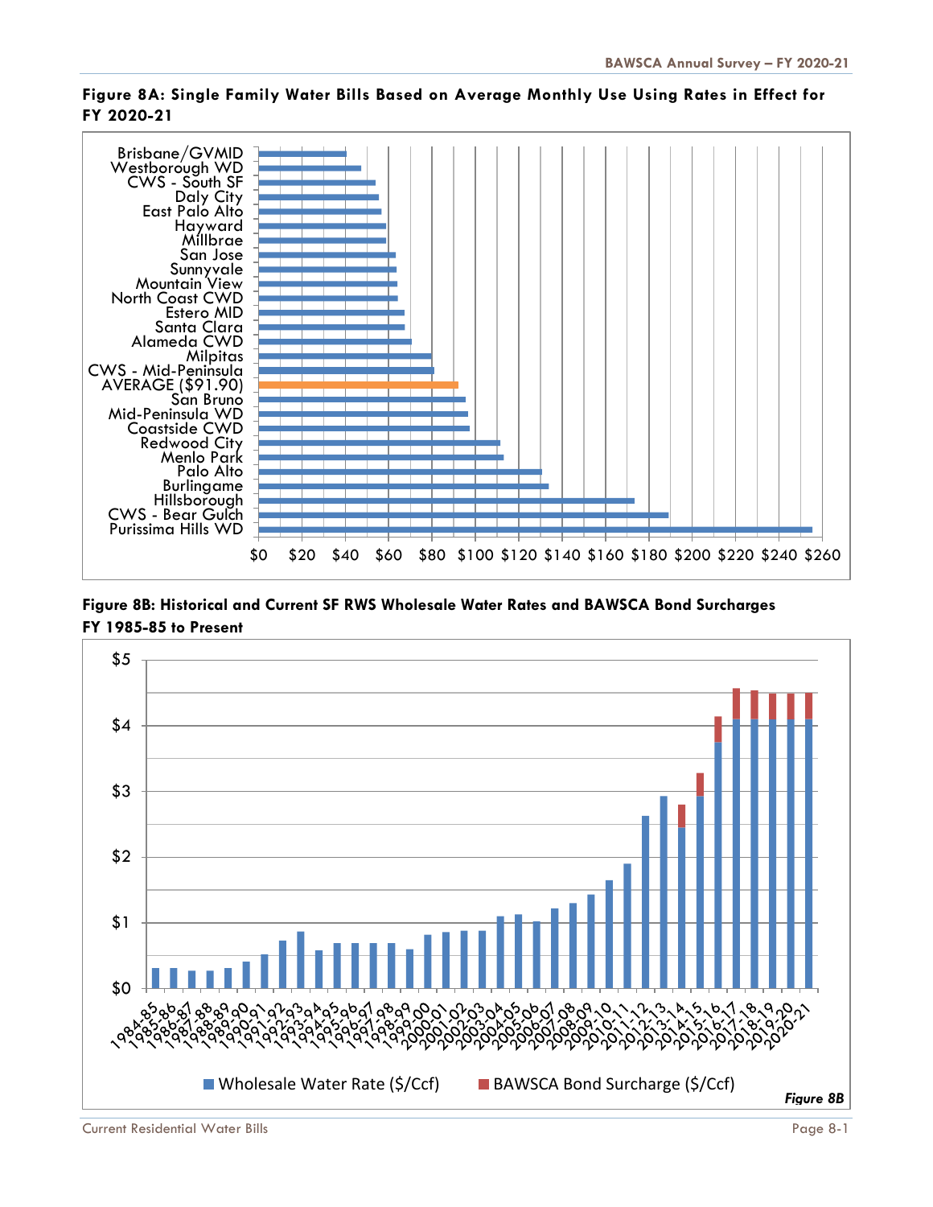**Figure 8A: Single Family Water Bills Based on Average Monthly Use Using Rates in Effect for FY 2020-21**

Brisbane/GVMID
Westborough WD
CWS - South SF
Daly City
East Palo Alto
Hayward
Millbrae
San Jose
Sunnyvale
Mountain View
North Coast CWD
Estero MID
Santa Clara
Alameda CWD
Milpitas
CWS - Mid-Peninsula
AVERAGE ($91.90)
San Bruno
Mid-Peninsula WD
Coastside CWD
Redwood City
Menlo Park
Palo Alto
Burlingame
Hillsborough
CWS - Bear Gulch
Purissima Hills WD

$0 $20 $40 $60 $80 $100 $120 $140 $160 $180 $200 $220 $240 $260

**Figure 8B: Historical and Current SF RWS Wholesale Water Rates and BAWSCA Bond Surcharges FY 1985-85 to Present**

$5
$4
$3
$2
$1
$0

1984-85, 1985-86, 1986-87, 1987-88, 1988-89, 1989-90, 1990-91, 1991-92, 1992-93, 1993-94, 1994-95, 1995-96, 1996-97, 1997-98, 1998-99, 1999-00, 2000-01, 2001-02, 2002-03, 2003-04, 2004-05, 2005-06, 2006-07, 2007-08, 2008-09, 2009-10, 2010-11, 2011-12, 2012-13, 2013-14, 2014-15, 2015-16, 2016-17, 2017-18, 2018-19, 2019-20, 2020-21

Wholesale Water Rate ($/Ccf) BAWSCA Bond Surcharge ($/Ccf)

*Figure 8B*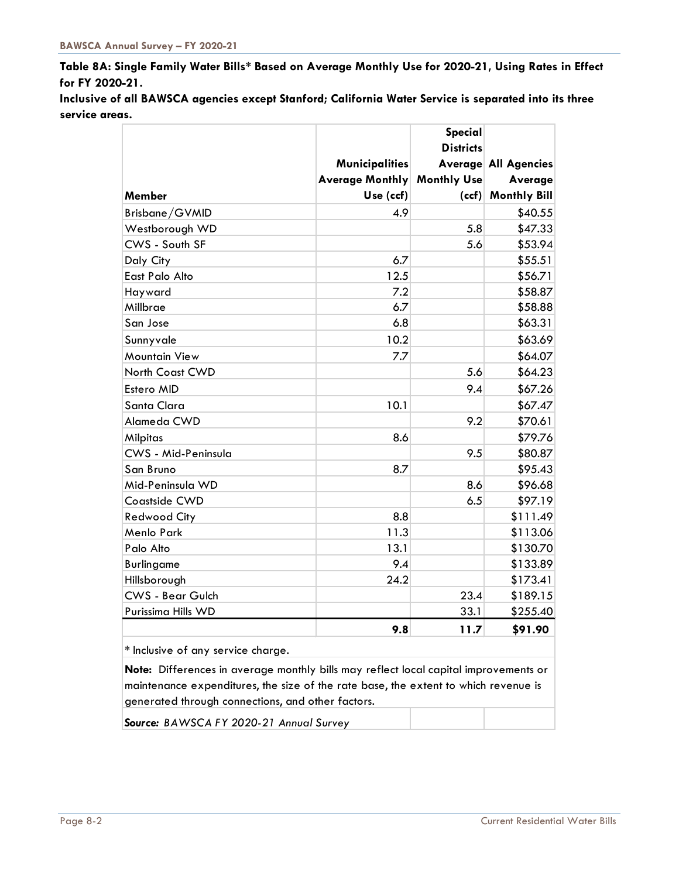**Table 8A: Single Family Water Bills* Based on Average Monthly Use for 2020-21, Using Rates in Effect for FY 2020-21.**

**Inclusive of all BAWSCA agencies except Stanford; California Water Service is separated into its three service areas.**

| Member | Municipalities Average Monthly Use (ccf) | Special Districts Average Monthly Use (ccf) | All Agencies Average Monthly Bill |
|---|---|---|---|
| Brisbane/GVMID | 4.9 | | $40.55 |
| Westborough WD | | 5.8 | $47.33 |
| CWS - South SF | | 5.6 | $53.94 |
| Daly City | 6.7 | | $55.51 |
| East Palo Alto | 12.5 | | $56.71 |
| Hayward | 7.2 | | $58.87 |
| Millbrae | 6.7 | | $58.88 |
| San Jose | 6.8 | | $63.31 |
| Sunnyvale | 10.2 | | $63.69 |
| Mountain View | 7.7 | | $64.07 |
| North Coast CWD | | 5.6 | $64.23 |
| Estero MID | | 9.4 | $67.26 |
| Santa Clara | 10.1 | | $67.47 |
| Alameda CWD | | 9.2 | $70.61 |
| Milpitas | 8.6 | | $79.76 |
| CWS - Mid-Peninsula | | 9.5 | $80.87 |
| San Bruno | 8.7 | | $95.43 |
| Mid-Peninsula WD | | 8.6 | $96.68 |
| Coastside CWD | | 6.5 | $97.19 |
| Redwood City | 8.8 | | $111.49 |
| Menlo Park | 11.3 | | $113.06 |
| Palo Alto | 13.1 | | $130.70 |
| Burlingame | 9.4 | | $133.89 |
| Hillsborough | 24.2 | | $173.41 |
| CWS - Bear Gulch | | 23.4 | $189.15 |
| Purissima Hills WD | | 33.1 | $255.40 |
| | **9.8** | **11.7** | **$91.90** |

* Inclusive of any service charge.

**Note:** Differences in average monthly bills may reflect local capital improvements or maintenance expenditures, the size of the rate base, the extent to which revenue is generated through connections, and other factors.

***Source:*** *BAWSCA FY 2020-21 Annual Survey*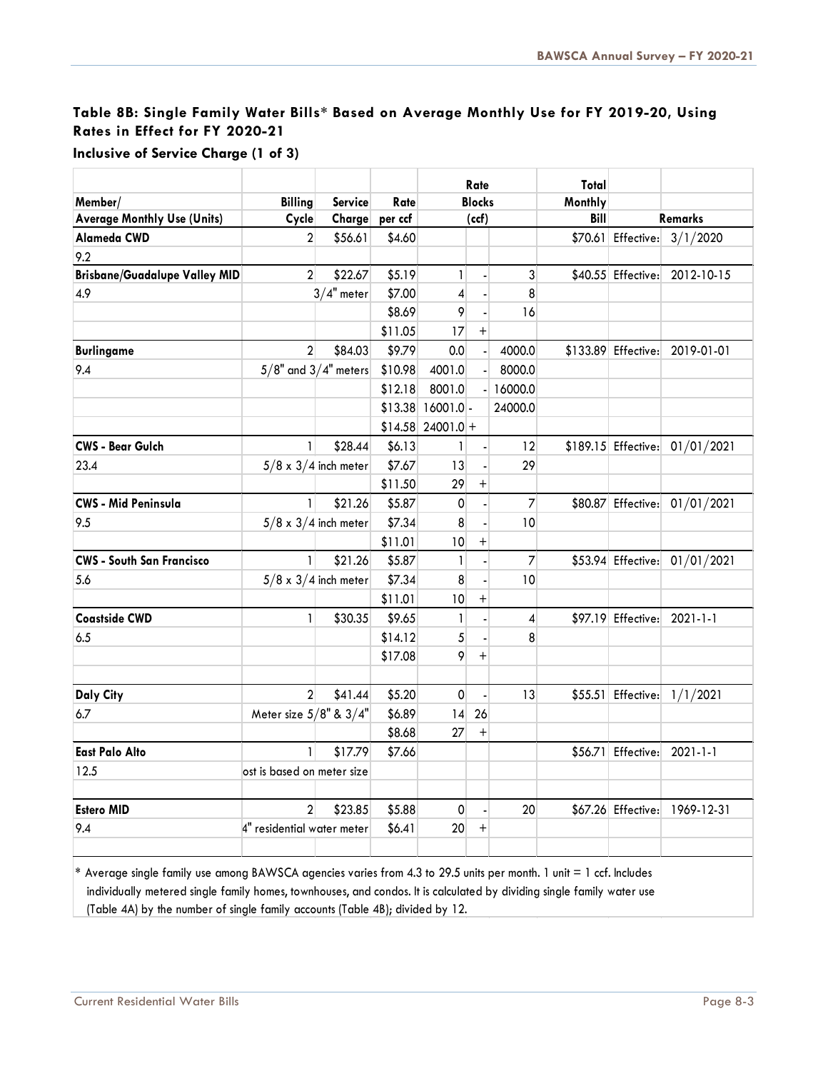## Table 8B: Single Family Water Bills* Based on Average Monthly Use for FY 2019-20, Using Rates in Effect for FY 2020-21

### Inclusive of Service Charge (1 of 3)

| Member/ Average Monthly Use (Units) | Billing Cycle | Service Charge | Rate per ccf | Rate Blocks (ccf) | | | Total Monthly Bill | Remarks | |
|---|---|---|---|---|---|---|---|---|---|
| **Alameda CWD** | 2 | $56.61 | $4.60 | | | | $70.61 | Effective: | 3/1/2020 |
| 9.2 | | | | | | | | | |
| **Brisbane/Guadalupe Valley MID** | 2 | $22.67 | $5.19 | 1 | - | 3 | $40.55 | Effective: | 2012-10-15 |
| 4.9 | | 3/4" meter | $7.00 | 4 | - | 8 | | | |
| | | | $8.69 | 9 | - | 16 | | | |
| | | | $11.05 | 17 | + | | | | |
| **Burlingame** | 2 | $84.03 | $9.79 | 0.0 | - | 4000.0 | $133.89 | Effective: | 2019-01-01 |
| 9.4 | 5/8" and 3/4" meters | | $10.98 | 4001.0 | - | 8000.0 | | | |
| | | | $12.18 | 8001.0 | - | 16000.0 | | | |
| | | | $13.38 | 16001.0 - | | 24000.0 | | | |
| | | | $14.58 | 24001.0 + | | | | | |
| **CWS - Bear Gulch** | 1 | $28.44 | $6.13 | 1 | - | 12 | $189.15 | Effective: | 01/01/2021 |
| 23.4 | 5/8 x 3/4 inch meter | | $7.67 | 13 | - | 29 | | | |
| | | | $11.50 | 29 | + | | | | |
| **CWS - Mid Peninsula** | 1 | $21.26 | $5.87 | 0 | - | 7 | $80.87 | Effective: | 01/01/2021 |
| 9.5 | 5/8 x 3/4 inch meter | | $7.34 | 8 | - | 10 | | | |
| | | | $11.01 | 10 | + | | | | |
| **CWS - South San Francisco** | 1 | $21.26 | $5.87 | 1 | - | 7 | $53.94 | Effective: | 01/01/2021 |
| 5.6 | 5/8 x 3/4 inch meter | | $7.34 | 8 | - | 10 | | | |
| | | | $11.01 | 10 | + | | | | |
| **Coastside CWD** | 1 | $30.35 | $9.65 | 1 | - | 4 | $97.19 | Effective: | 2021-1-1 |
| 6.5 | | | $14.12 | 5 | - | 8 | | | |
| | | | $17.08 | 9 | + | | | | |
| **Daly City** | 2 | $41.44 | $5.20 | 0 | - | 13 | $55.51 | Effective: | 1/1/2021 |
| 6.7 | Meter size 5/8" & 3/4" | | $6.89 | 14 | 26 | | | | |
| | | | $8.68 | 27 | + | | | | |
| **East Palo Alto** | 1 | $17.79 | $7.66 | | | | $56.71 | Effective: | 2021-1-1 |
| 12.5 | ost is based on meter size | | | | | | | | |
| **Estero MID** | 2 | $23.85 | $5.88 | 0 | - | 20 | $67.26 | Effective: | 1969-12-31 |
| 9.4 | 4" residential water meter | | $6.41 | 20 | + | | | | |

* Average single family use among BAWSCA agencies varies from 4.3 to 29.5 units per month. 1 unit = 1 ccf. Includes individually metered single family homes, townhouses, and condos. It is calculated by dividing single family water use (Table 4A) by the number of single family accounts (Table 4B); divided by 12.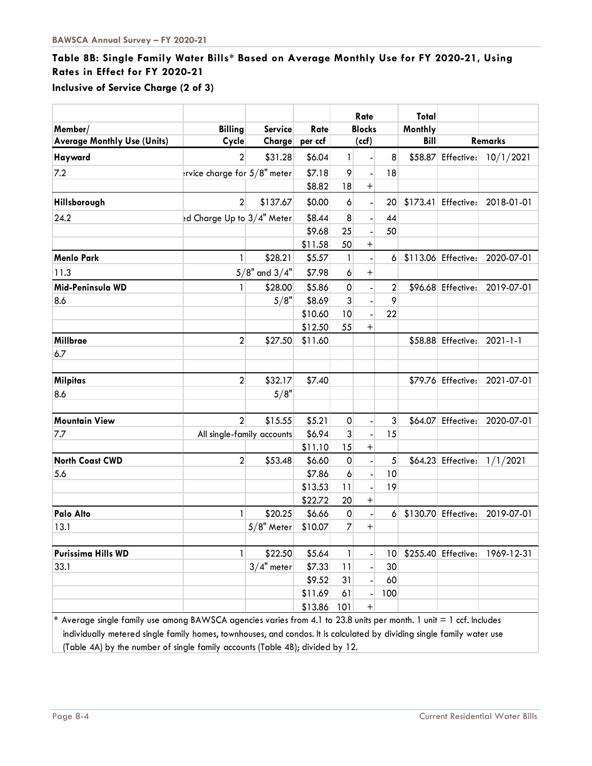**BAWSCA Annual Survey – FY 2020-21**

## Table 8B: Single Family Water Bills* Based on Average Monthly Use for FY 2020-21, Using Rates in Effect for FY 2020-21

### Inclusive of Service Charge (2 of 3)

| Member/ Average Monthly Use (Units) | Billing Cycle | Service Charge | Rate per ccf | Rate Blocks (ccf) | | | Total Monthly Bill | Remarks | |
|---|---|---|---|---|---|---|---|---|---|
| **Hayward** | 2 | $31.28 | $6.04 | 1 | - | 8 | $58.87 | Effective: | 10/1/2021 |
| 7.2 | ervice charge for 5/8" meter | | $7.18 | 9 | - | 18 | | | |
| | | | $8.82 | 18 | + | | | | |
| **Hillsborough** | 2 | $137.67 | $0.00 | 6 | - | 20 | $173.41 | Effective: | 2018-01-01 |
| 24.2 | ed Charge Up to 3/4" Meter | | $8.44 | 8 | - | 44 | | | |
| | | | $9.68 | 25 | - | 50 | | | |
| | | | $11.58 | 50 | + | | | | |
| **Menlo Park** | 1 | $28.21 | $5.57 | 1 | - | 6 | $113.06 | Effective: | 2020-07-01 |
| 11.3 | | 5/8" and 3/4" | $7.98 | 6 | + | | | | |
| **Mid-Peninsula WD** | 1 | $28.00 | $5.86 | 0 | - | 2 | $96.68 | Effective: | 2019-07-01 |
| 8.6 | | 5/8" | $8.69 | 3 | - | 9 | | | |
| | | | $10.60 | 10 | - | 22 | | | |
| | | | $12.50 | 55 | + | | | | |
| **Millbrae** | 2 | $27.50 | $11.60 | | | | $58.88 | Effective: | 2021-1-1 |
| 6.7 | | | | | | | | | |
| **Milpitas** | 2 | $32.17 | $7.40 | | | | $79.76 | Effective: | 2021-07-01 |
| 8.6 | | 5/8" | | | | | | | |
| **Mountain View** | 2 | $15.55 | $5.21 | 0 | - | 3 | $64.07 | Effective: | 2020-07-01 |
| 7.7 | All single-family accounts | | $6.94 | 3 | - | 15 | | | |
| | | | $11.10 | 15 | + | | | | |
| **North Coast CWD** | 2 | $53.48 | $6.60 | 0 | - | 5 | $64.23 | Effective: | 1/1/2021 |
| 5.6 | | | $7.86 | 6 | - | 10 | | | |
| | | | $13.53 | 11 | - | 19 | | | |
| | | | $22.72 | 20 | + | | | | |
| **Palo Alto** | 1 | $20.25 | $6.66 | 0 | - | 6 | $130.70 | Effective: | 2019-07-01 |
| 13.1 | | 5/8" Meter | $10.07 | 7 | + | | | | |
| **Purissima Hills WD** | 1 | $22.50 | $5.64 | 1 | - | 10 | $255.40 | Effective: | 1969-12-31 |
| 33.1 | | 3/4" meter | $7.33 | 11 | - | 30 | | | |
| | | | $9.52 | 31 | - | 60 | | | |
| | | | $11.69 | 61 | - | 100 | | | |
| | | | $13.86 | 101 | + | | | | |

* Average single family use among BAWSCA agencies varies from 4.1 to 23.8 units per month. 1 unit = 1 ccf. Includes individually metered single family homes, townhouses, and condos. It is calculated by dividing single family water use (Table 4A) by the number of single family accounts (Table 4B); divided by 12.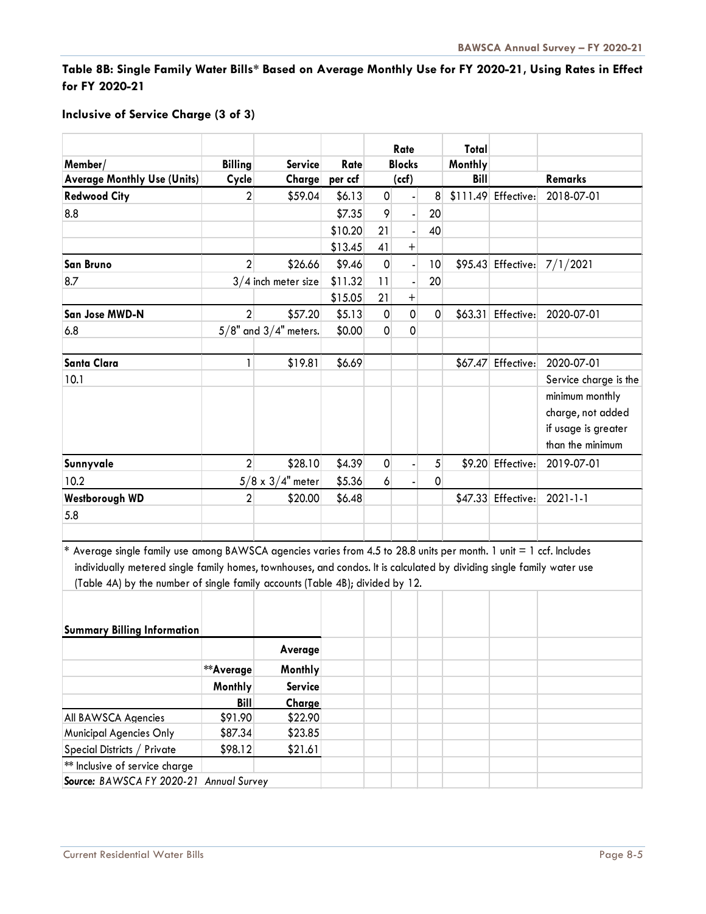**Table 8B: Single Family Water Bills* Based on Average Monthly Use for FY 2020-21, Using Rates in Effect for FY 2020-21**

**Inclusive of Service Charge (3 of 3)**

| Member/ Average Monthly Use (Units) | Billing Cycle | Service Charge | Rate per ccf | Rate Blocks (ccf) | | | Total Monthly Bill | | Remarks |
|---|---|---|---|---|---|---|---|---|---|
| **Redwood City** | 2 | $59.04 | $6.13 | 0 | - | 8 | $111.49 | Effective: | 2018-07-01 |
| 8.8 | | | $7.35 | 9 | - | 20 | | | |
| | | | $10.20 | 21 | - | 40 | | | |
| | | | $13.45 | 41 | + | | | | |
| **San Bruno** | 2 | $26.66 | $9.46 | 0 | - | 10 | $95.43 | Effective: | 7/1/2021 |
| 8.7 | 3/4 inch meter size | | $11.32 | 11 | - | 20 | | | |
| | | | $15.05 | 21 | + | | | | |
| **San Jose MWD-N** | 2 | $57.20 | $5.13 | 0 | 0 | 0 | $63.31 | Effective: | 2020-07-01 |
| 6.8 | 5/8" and 3/4" meters. | | $0.00 | 0 | 0 | | | | |
| | | | | | | | | | |
| **Santa Clara** | 1 | $19.81 | $6.69 | | | | $67.47 | Effective: | 2020-07-01 |
| 10.1 | | | | | | | | | Service charge is the minimum monthly charge, not added if usage is greater than the minimum |
| **Sunnyvale** | 2 | $28.10 | $4.39 | 0 | - | 5 | $9.20 | Effective: | 2019-07-01 |
| 10.2 | 5/8 x 3/4" meter | | $5.36 | 6 | - | 0 | | | |
| **Westborough WD** | 2 | $20.00 | $6.48 | | | | $47.33 | Effective: | 2021-1-1 |
| 5.8 | | | | | | | | | |

* Average single family use among BAWSCA agencies varies from 4.5 to 28.8 units per month. 1 unit = 1 ccf. Includes individually metered single family homes, townhouses, and condos. It is calculated by dividing single family water use (Table 4A) by the number of single family accounts (Table 4B); divided by 12.

**Summary Billing Information**

| | **Average Monthly Bill | Average Monthly Service Charge |
|---|---|---|
| All BAWSCA Agencies | $91.90 | $22.90 |
| Municipal Agencies Only | $87.34 | $23.85 |
| Special Districts / Private | $98.12 | $21.61 |

** Inclusive of service charge

***Source:** BAWSCA FY 2020-21 Annual Survey*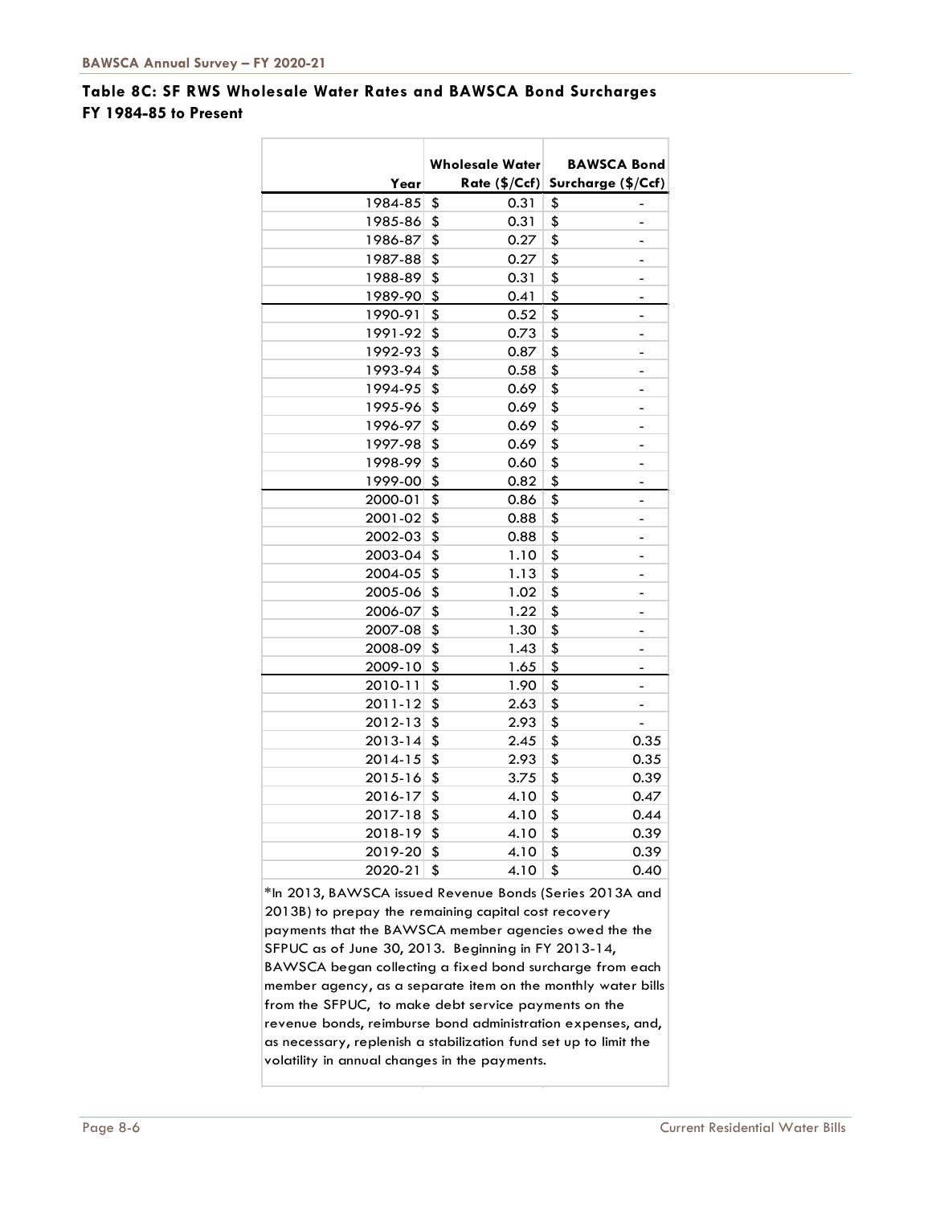## Table 8C: SF RWS Wholesale Water Rates and BAWSCA Bond Surcharges FY 1984-85 to Present

| Year | Wholesale Water Rate ($/Ccf) | BAWSCA Bond Surcharge ($/Ccf) |
|---|---|---|
| 1984-85 | $ 0.31 | $ - |
| 1985-86 | $ 0.31 | $ - |
| 1986-87 | $ 0.27 | $ - |
| 1987-88 | $ 0.27 | $ - |
| 1988-89 | $ 0.31 | $ - |
| 1989-90 | $ 0.41 | $ - |
| 1990-91 | $ 0.52 | $ - |
| 1991-92 | $ 0.73 | $ - |
| 1992-93 | $ 0.87 | $ - |
| 1993-94 | $ 0.58 | $ - |
| 1994-95 | $ 0.69 | $ - |
| 1995-96 | $ 0.69 | $ - |
| 1996-97 | $ 0.69 | $ - |
| 1997-98 | $ 0.69 | $ - |
| 1998-99 | $ 0.60 | $ - |
| 1999-00 | $ 0.82 | $ - |
| 2000-01 | $ 0.86 | $ - |
| 2001-02 | $ 0.88 | $ - |
| 2002-03 | $ 0.88 | $ - |
| 2003-04 | $ 1.10 | $ - |
| 2004-05 | $ 1.13 | $ - |
| 2005-06 | $ 1.02 | $ - |
| 2006-07 | $ 1.22 | $ - |
| 2007-08 | $ 1.30 | $ - |
| 2008-09 | $ 1.43 | $ - |
| 2009-10 | $ 1.65 | $ - |
| 2010-11 | $ 1.90 | $ - |
| 2011-12 | $ 2.63 | $ - |
| 2012-13 | $ 2.93 | $ - |
| 2013-14 | $ 2.45 | $ 0.35 |
| 2014-15 | $ 2.93 | $ 0.35 |
| 2015-16 | $ 3.75 | $ 0.39 |
| 2016-17 | $ 4.10 | $ 0.47 |
| 2017-18 | $ 4.10 | $ 0.44 |
| 2018-19 | $ 4.10 | $ 0.39 |
| 2019-20 | $ 4.10 | $ 0.39 |
| 2020-21 | $ 4.10 | $ 0.40 |

*In 2013, BAWSCA issued Revenue Bonds (Series 2013A and 2013B) to prepay the remaining capital cost recovery payments that the BAWSCA member agencies owed the the SFPUC as of June 30, 2013. Beginning in FY 2013-14, BAWSCA began collecting a fixed bond surcharge from each member agency, as a separate item on the monthly water bills from the SFPUC, to make debt service payments on the revenue bonds, reimburse bond administration expenses, and, as necessary, replenish a stabilization fund set up to limit the volatility in annual changes in the payments.